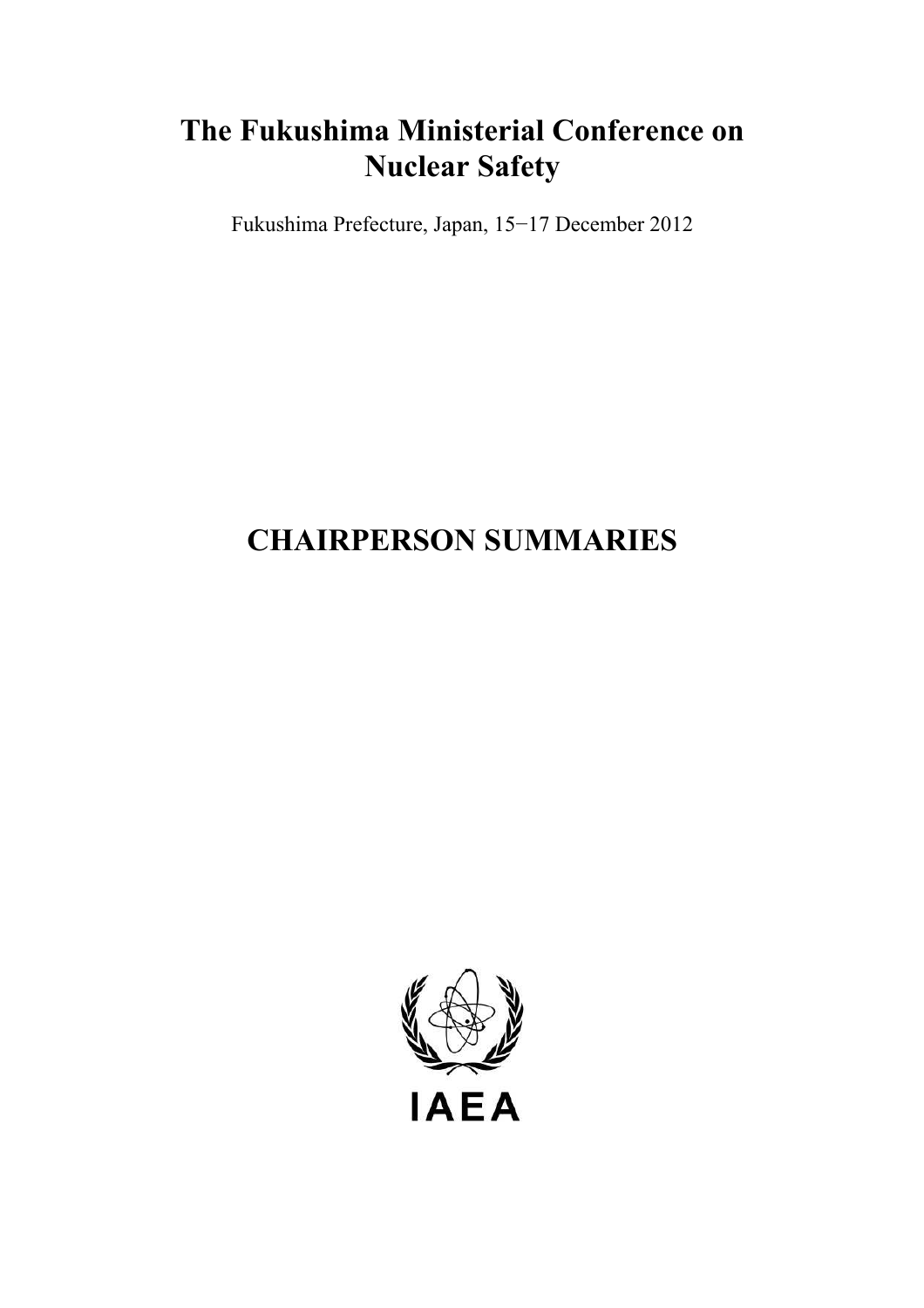# The Fukushima Ministerial Conference on Nuclear Safety

Fukushima Prefecture, Japan, 15−17 December 2012

# CHAIRPERSON SUMMARIES

IAEA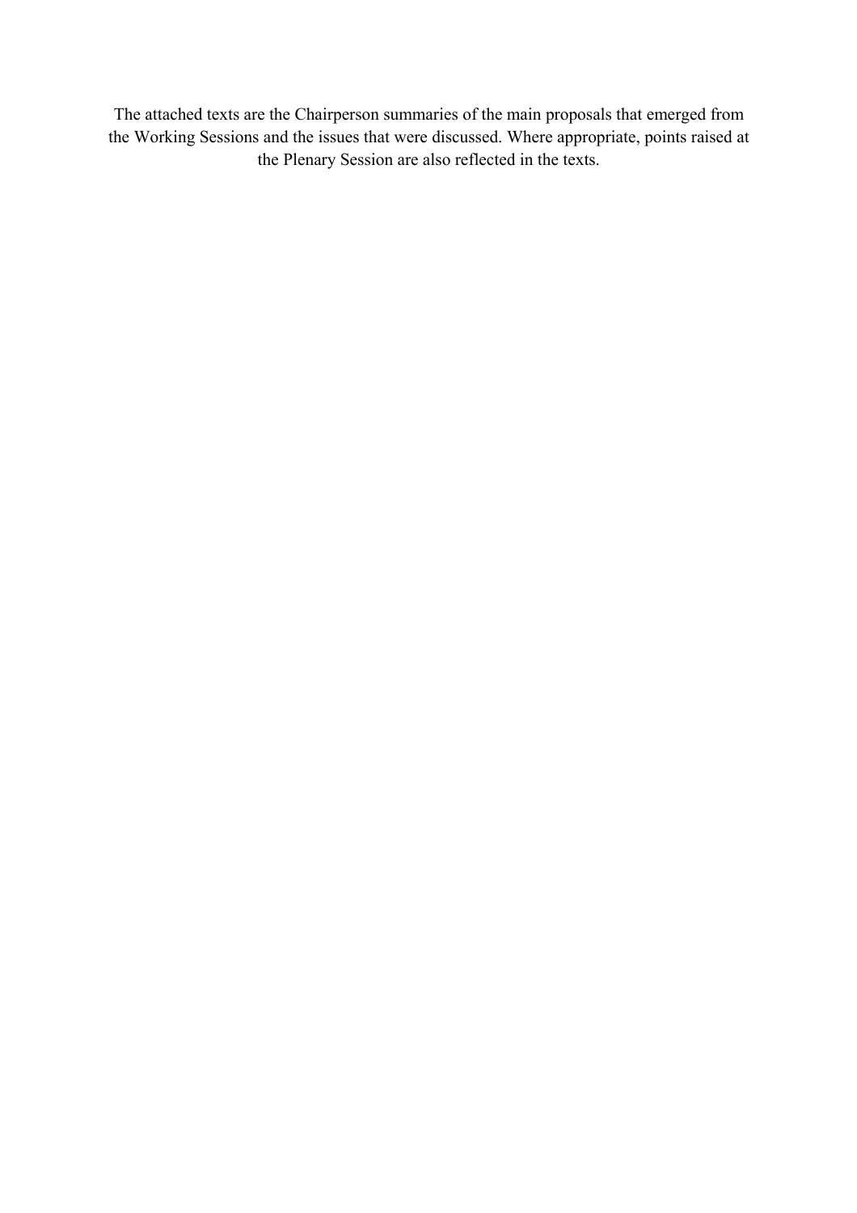The attached texts are the Chairperson summaries of the main proposals that emerged from the Working Sessions and the issues that were discussed. Where appropriate, points raised at the Plenary Session are also reflected in the texts.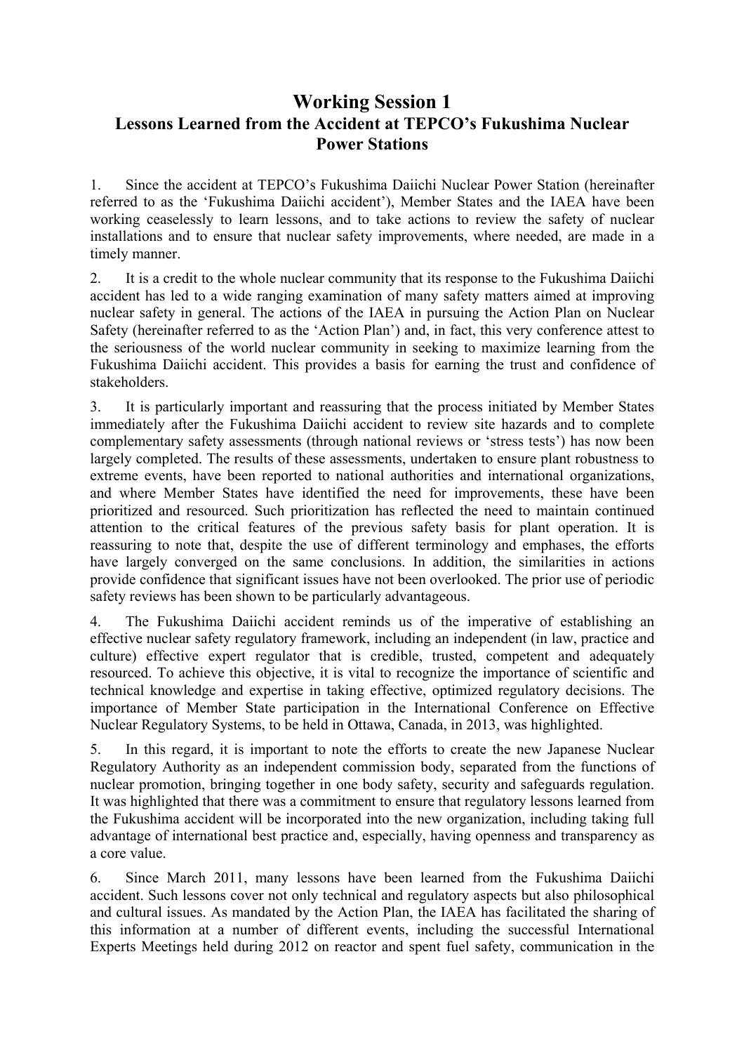# Working Session 1
## Lessons Learned from the Accident at TEPCO's Fukushima Nuclear Power Stations

1. Since the accident at TEPCO's Fukushima Daiichi Nuclear Power Station (hereinafter referred to as the 'Fukushima Daiichi accident'), Member States and the IAEA have been working ceaselessly to learn lessons, and to take actions to review the safety of nuclear installations and to ensure that nuclear safety improvements, where needed, are made in a timely manner.

2. It is a credit to the whole nuclear community that its response to the Fukushima Daiichi accident has led to a wide ranging examination of many safety matters aimed at improving nuclear safety in general. The actions of the IAEA in pursuing the Action Plan on Nuclear Safety (hereinafter referred to as the 'Action Plan') and, in fact, this very conference attest to the seriousness of the world nuclear community in seeking to maximize learning from the Fukushima Daiichi accident. This provides a basis for earning the trust and confidence of stakeholders.

3. It is particularly important and reassuring that the process initiated by Member States immediately after the Fukushima Daiichi accident to review site hazards and to complete complementary safety assessments (through national reviews or 'stress tests') has now been largely completed. The results of these assessments, undertaken to ensure plant robustness to extreme events, have been reported to national authorities and international organizations, and where Member States have identified the need for improvements, these have been prioritized and resourced. Such prioritization has reflected the need to maintain continued attention to the critical features of the previous safety basis for plant operation. It is reassuring to note that, despite the use of different terminology and emphases, the efforts have largely converged on the same conclusions. In addition, the similarities in actions provide confidence that significant issues have not been overlooked. The prior use of periodic safety reviews has been shown to be particularly advantageous.

4. The Fukushima Daiichi accident reminds us of the imperative of establishing an effective nuclear safety regulatory framework, including an independent (in law, practice and culture) effective expert regulator that is credible, trusted, competent and adequately resourced. To achieve this objective, it is vital to recognize the importance of scientific and technical knowledge and expertise in taking effective, optimized regulatory decisions. The importance of Member State participation in the International Conference on Effective Nuclear Regulatory Systems, to be held in Ottawa, Canada, in 2013, was highlighted.

5. In this regard, it is important to note the efforts to create the new Japanese Nuclear Regulatory Authority as an independent commission body, separated from the functions of nuclear promotion, bringing together in one body safety, security and safeguards regulation. It was highlighted that there was a commitment to ensure that regulatory lessons learned from the Fukushima accident will be incorporated into the new organization, including taking full advantage of international best practice and, especially, having openness and transparency as a core value.

6. Since March 2011, many lessons have been learned from the Fukushima Daiichi accident. Such lessons cover not only technical and regulatory aspects but also philosophical and cultural issues. As mandated by the Action Plan, the IAEA has facilitated the sharing of this information at a number of different events, including the successful International Experts Meetings held during 2012 on reactor and spent fuel safety, communication in the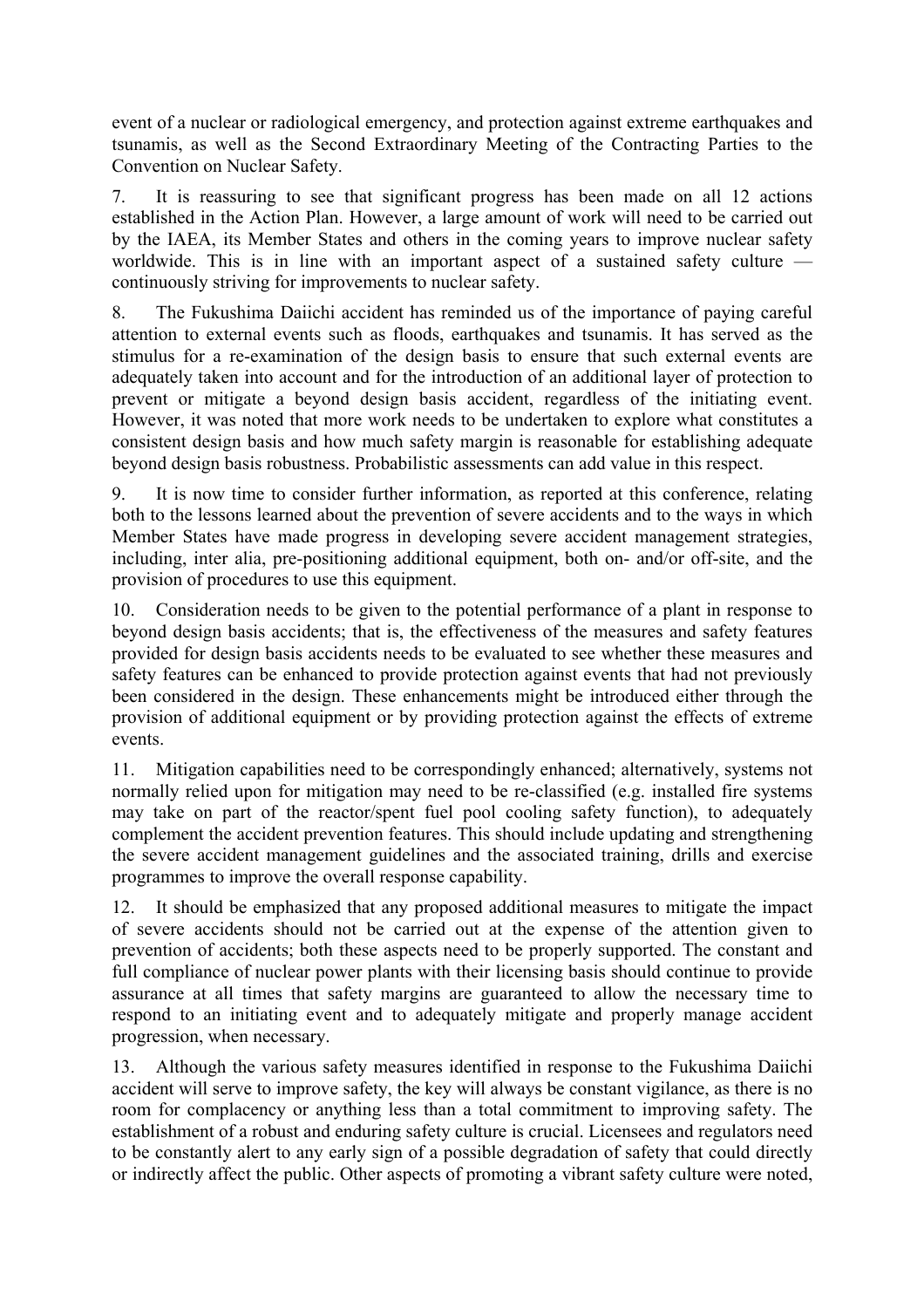event of a nuclear or radiological emergency, and protection against extreme earthquakes and tsunamis, as well as the Second Extraordinary Meeting of the Contracting Parties to the Convention on Nuclear Safety.

7. It is reassuring to see that significant progress has been made on all 12 actions established in the Action Plan. However, a large amount of work will need to be carried out by the IAEA, its Member States and others in the coming years to improve nuclear safety worldwide. This is in line with an important aspect of a sustained safety culture — continuously striving for improvements to nuclear safety.

8. The Fukushima Daiichi accident has reminded us of the importance of paying careful attention to external events such as floods, earthquakes and tsunamis. It has served as the stimulus for a re-examination of the design basis to ensure that such external events are adequately taken into account and for the introduction of an additional layer of protection to prevent or mitigate a beyond design basis accident, regardless of the initiating event. However, it was noted that more work needs to be undertaken to explore what constitutes a consistent design basis and how much safety margin is reasonable for establishing adequate beyond design basis robustness. Probabilistic assessments can add value in this respect.

9. It is now time to consider further information, as reported at this conference, relating both to the lessons learned about the prevention of severe accidents and to the ways in which Member States have made progress in developing severe accident management strategies, including, inter alia, pre-positioning additional equipment, both on- and/or off-site, and the provision of procedures to use this equipment.

10. Consideration needs to be given to the potential performance of a plant in response to beyond design basis accidents; that is, the effectiveness of the measures and safety features provided for design basis accidents needs to be evaluated to see whether these measures and safety features can be enhanced to provide protection against events that had not previously been considered in the design. These enhancements might be introduced either through the provision of additional equipment or by providing protection against the effects of extreme events.

11. Mitigation capabilities need to be correspondingly enhanced; alternatively, systems not normally relied upon for mitigation may need to be re-classified (e.g. installed fire systems may take on part of the reactor/spent fuel pool cooling safety function), to adequately complement the accident prevention features. This should include updating and strengthening the severe accident management guidelines and the associated training, drills and exercise programmes to improve the overall response capability.

12. It should be emphasized that any proposed additional measures to mitigate the impact of severe accidents should not be carried out at the expense of the attention given to prevention of accidents; both these aspects need to be properly supported. The constant and full compliance of nuclear power plants with their licensing basis should continue to provide assurance at all times that safety margins are guaranteed to allow the necessary time to respond to an initiating event and to adequately mitigate and properly manage accident progression, when necessary.

13. Although the various safety measures identified in response to the Fukushima Daiichi accident will serve to improve safety, the key will always be constant vigilance, as there is no room for complacency or anything less than a total commitment to improving safety. The establishment of a robust and enduring safety culture is crucial. Licensees and regulators need to be constantly alert to any early sign of a possible degradation of safety that could directly or indirectly affect the public. Other aspects of promoting a vibrant safety culture were noted,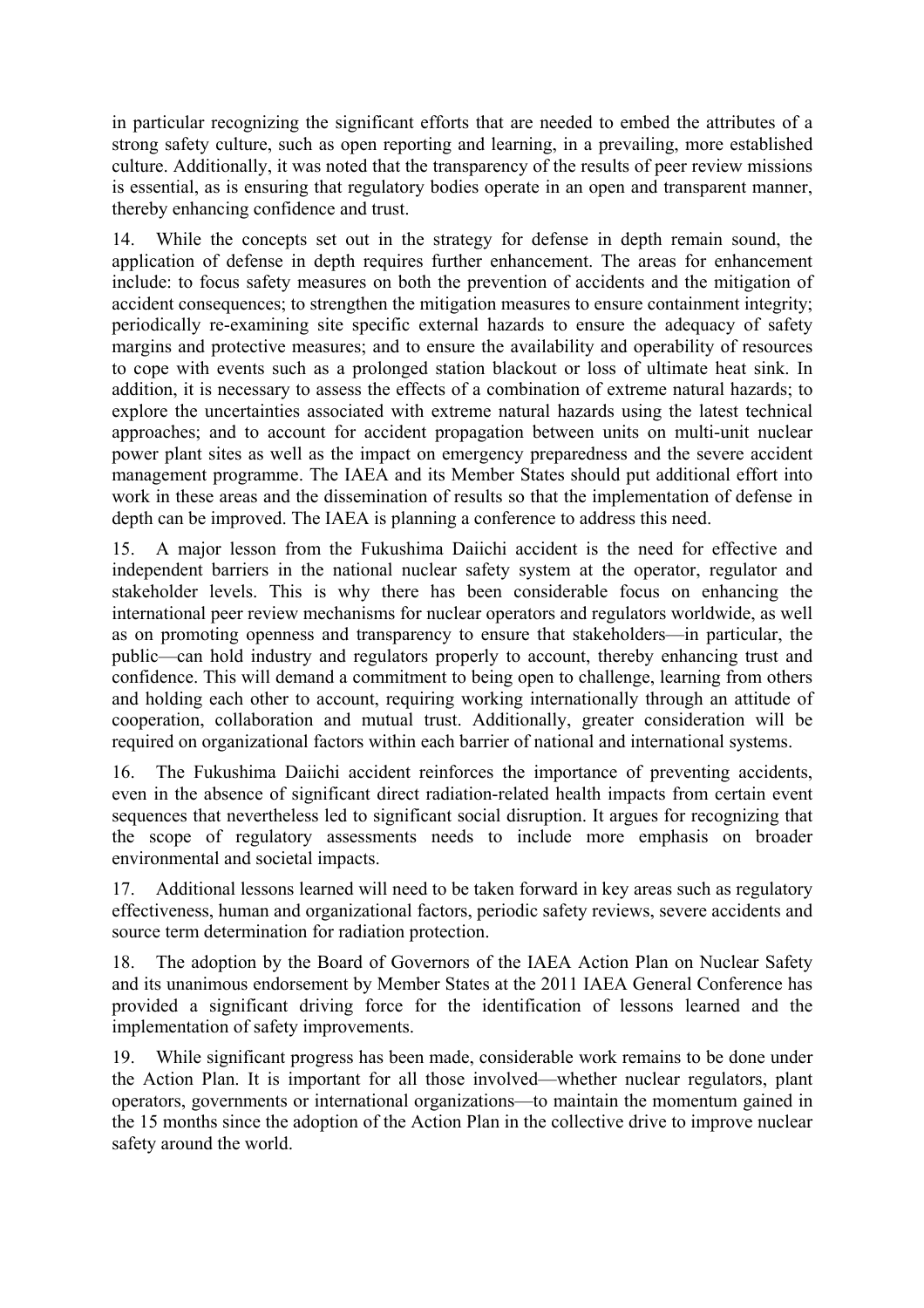in particular recognizing the significant efforts that are needed to embed the attributes of a strong safety culture, such as open reporting and learning, in a prevailing, more established culture. Additionally, it was noted that the transparency of the results of peer review missions is essential, as is ensuring that regulatory bodies operate in an open and transparent manner, thereby enhancing confidence and trust.

14. While the concepts set out in the strategy for defense in depth remain sound, the application of defense in depth requires further enhancement. The areas for enhancement include: to focus safety measures on both the prevention of accidents and the mitigation of accident consequences; to strengthen the mitigation measures to ensure containment integrity; periodically re-examining site specific external hazards to ensure the adequacy of safety margins and protective measures; and to ensure the availability and operability of resources to cope with events such as a prolonged station blackout or loss of ultimate heat sink. In addition, it is necessary to assess the effects of a combination of extreme natural hazards; to explore the uncertainties associated with extreme natural hazards using the latest technical approaches; and to account for accident propagation between units on multi-unit nuclear power plant sites as well as the impact on emergency preparedness and the severe accident management programme. The IAEA and its Member States should put additional effort into work in these areas and the dissemination of results so that the implementation of defense in depth can be improved. The IAEA is planning a conference to address this need.

15. A major lesson from the Fukushima Daiichi accident is the need for effective and independent barriers in the national nuclear safety system at the operator, regulator and stakeholder levels. This is why there has been considerable focus on enhancing the international peer review mechanisms for nuclear operators and regulators worldwide, as well as on promoting openness and transparency to ensure that stakeholders—in particular, the public—can hold industry and regulators properly to account, thereby enhancing trust and confidence. This will demand a commitment to being open to challenge, learning from others and holding each other to account, requiring working internationally through an attitude of cooperation, collaboration and mutual trust. Additionally, greater consideration will be required on organizational factors within each barrier of national and international systems.

16. The Fukushima Daiichi accident reinforces the importance of preventing accidents, even in the absence of significant direct radiation-related health impacts from certain event sequences that nevertheless led to significant social disruption. It argues for recognizing that the scope of regulatory assessments needs to include more emphasis on broader environmental and societal impacts.

17. Additional lessons learned will need to be taken forward in key areas such as regulatory effectiveness, human and organizational factors, periodic safety reviews, severe accidents and source term determination for radiation protection.

18. The adoption by the Board of Governors of the IAEA Action Plan on Nuclear Safety and its unanimous endorsement by Member States at the 2011 IAEA General Conference has provided a significant driving force for the identification of lessons learned and the implementation of safety improvements.

19. While significant progress has been made, considerable work remains to be done under the Action Plan. It is important for all those involved—whether nuclear regulators, plant operators, governments or international organizations—to maintain the momentum gained in the 15 months since the adoption of the Action Plan in the collective drive to improve nuclear safety around the world.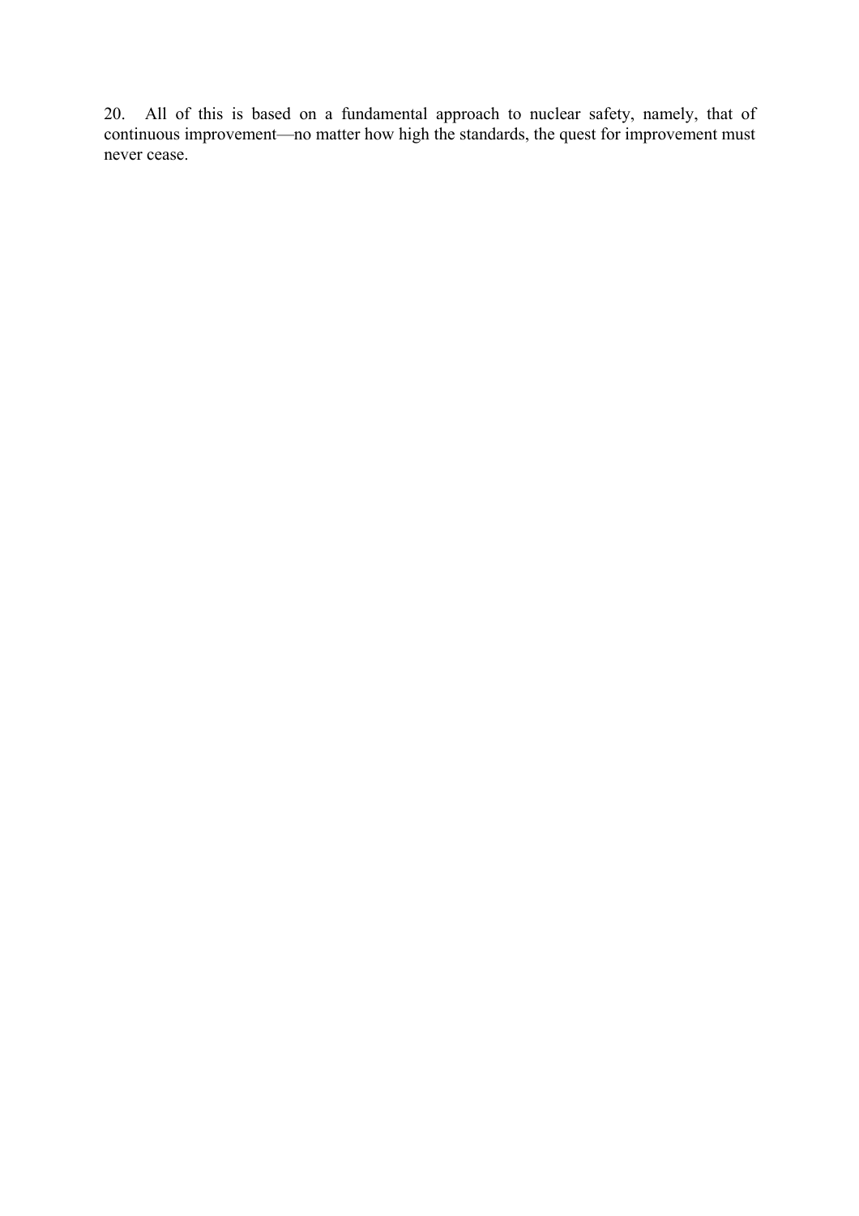20. All of this is based on a fundamental approach to nuclear safety, namely, that of continuous improvement—no matter how high the standards, the quest for improvement must never cease.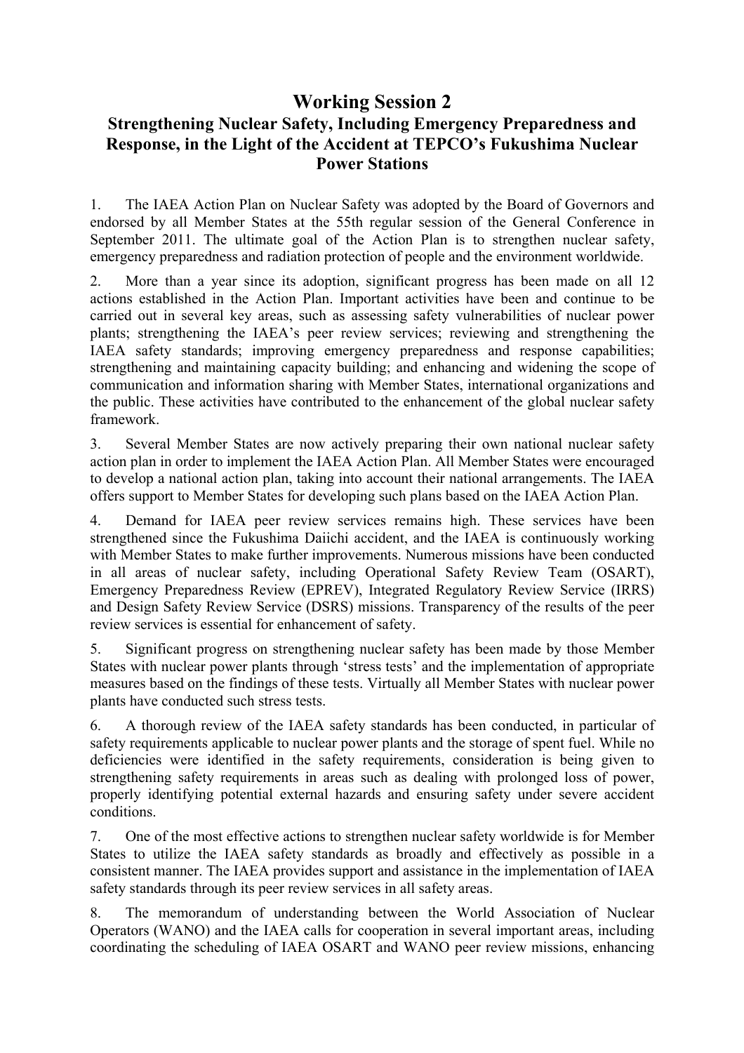# Working Session 2

## Strengthening Nuclear Safety, Including Emergency Preparedness and Response, in the Light of the Accident at TEPCO's Fukushima Nuclear Power Stations

1. The IAEA Action Plan on Nuclear Safety was adopted by the Board of Governors and endorsed by all Member States at the 55th regular session of the General Conference in September 2011. The ultimate goal of the Action Plan is to strengthen nuclear safety, emergency preparedness and radiation protection of people and the environment worldwide.

2. More than a year since its adoption, significant progress has been made on all 12 actions established in the Action Plan. Important activities have been and continue to be carried out in several key areas, such as assessing safety vulnerabilities of nuclear power plants; strengthening the IAEA's peer review services; reviewing and strengthening the IAEA safety standards; improving emergency preparedness and response capabilities; strengthening and maintaining capacity building; and enhancing and widening the scope of communication and information sharing with Member States, international organizations and the public. These activities have contributed to the enhancement of the global nuclear safety framework.

3. Several Member States are now actively preparing their own national nuclear safety action plan in order to implement the IAEA Action Plan. All Member States were encouraged to develop a national action plan, taking into account their national arrangements. The IAEA offers support to Member States for developing such plans based on the IAEA Action Plan.

4. Demand for IAEA peer review services remains high. These services have been strengthened since the Fukushima Daiichi accident, and the IAEA is continuously working with Member States to make further improvements. Numerous missions have been conducted in all areas of nuclear safety, including Operational Safety Review Team (OSART), Emergency Preparedness Review (EPREV), Integrated Regulatory Review Service (IRRS) and Design Safety Review Service (DSRS) missions. Transparency of the results of the peer review services is essential for enhancement of safety.

5. Significant progress on strengthening nuclear safety has been made by those Member States with nuclear power plants through 'stress tests' and the implementation of appropriate measures based on the findings of these tests. Virtually all Member States with nuclear power plants have conducted such stress tests.

6. A thorough review of the IAEA safety standards has been conducted, in particular of safety requirements applicable to nuclear power plants and the storage of spent fuel. While no deficiencies were identified in the safety requirements, consideration is being given to strengthening safety requirements in areas such as dealing with prolonged loss of power, properly identifying potential external hazards and ensuring safety under severe accident conditions.

7. One of the most effective actions to strengthen nuclear safety worldwide is for Member States to utilize the IAEA safety standards as broadly and effectively as possible in a consistent manner. The IAEA provides support and assistance in the implementation of IAEA safety standards through its peer review services in all safety areas.

8. The memorandum of understanding between the World Association of Nuclear Operators (WANO) and the IAEA calls for cooperation in several important areas, including coordinating the scheduling of IAEA OSART and WANO peer review missions, enhancing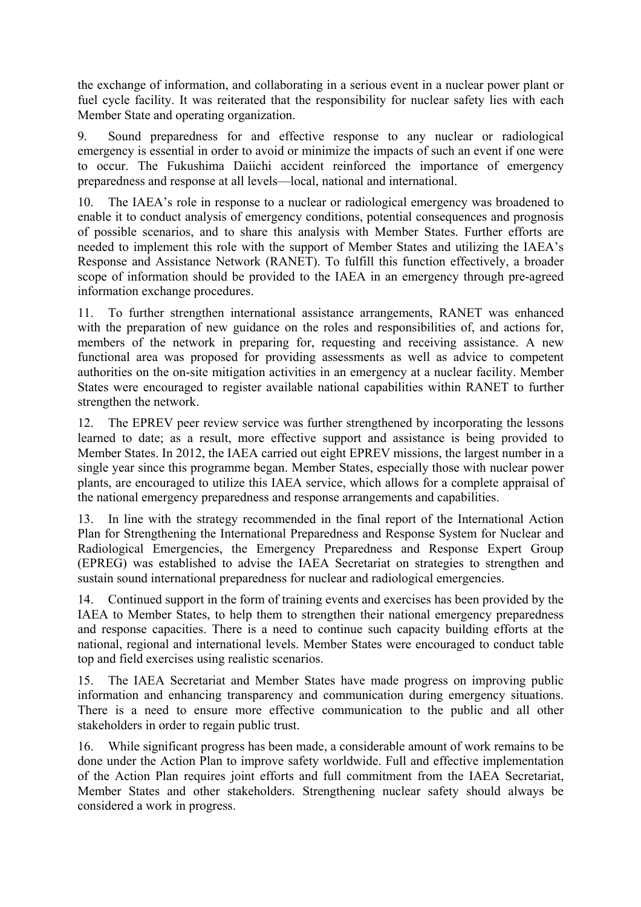the exchange of information, and collaborating in a serious event in a nuclear power plant or fuel cycle facility. It was reiterated that the responsibility for nuclear safety lies with each Member State and operating organization.

9. Sound preparedness for and effective response to any nuclear or radiological emergency is essential in order to avoid or minimize the impacts of such an event if one were to occur. The Fukushima Daiichi accident reinforced the importance of emergency preparedness and response at all levels—local, national and international.

10. The IAEA's role in response to a nuclear or radiological emergency was broadened to enable it to conduct analysis of emergency conditions, potential consequences and prognosis of possible scenarios, and to share this analysis with Member States. Further efforts are needed to implement this role with the support of Member States and utilizing the IAEA's Response and Assistance Network (RANET). To fulfill this function effectively, a broader scope of information should be provided to the IAEA in an emergency through pre-agreed information exchange procedures.

11. To further strengthen international assistance arrangements, RANET was enhanced with the preparation of new guidance on the roles and responsibilities of, and actions for, members of the network in preparing for, requesting and receiving assistance. A new functional area was proposed for providing assessments as well as advice to competent authorities on the on-site mitigation activities in an emergency at a nuclear facility. Member States were encouraged to register available national capabilities within RANET to further strengthen the network.

12. The EPREV peer review service was further strengthened by incorporating the lessons learned to date; as a result, more effective support and assistance is being provided to Member States. In 2012, the IAEA carried out eight EPREV missions, the largest number in a single year since this programme began. Member States, especially those with nuclear power plants, are encouraged to utilize this IAEA service, which allows for a complete appraisal of the national emergency preparedness and response arrangements and capabilities.

13. In line with the strategy recommended in the final report of the International Action Plan for Strengthening the International Preparedness and Response System for Nuclear and Radiological Emergencies, the Emergency Preparedness and Response Expert Group (EPREG) was established to advise the IAEA Secretariat on strategies to strengthen and sustain sound international preparedness for nuclear and radiological emergencies.

14. Continued support in the form of training events and exercises has been provided by the IAEA to Member States, to help them to strengthen their national emergency preparedness and response capacities. There is a need to continue such capacity building efforts at the national, regional and international levels. Member States were encouraged to conduct table top and field exercises using realistic scenarios.

15. The IAEA Secretariat and Member States have made progress on improving public information and enhancing transparency and communication during emergency situations. There is a need to ensure more effective communication to the public and all other stakeholders in order to regain public trust.

16. While significant progress has been made, a considerable amount of work remains to be done under the Action Plan to improve safety worldwide. Full and effective implementation of the Action Plan requires joint efforts and full commitment from the IAEA Secretariat, Member States and other stakeholders. Strengthening nuclear safety should always be considered a work in progress.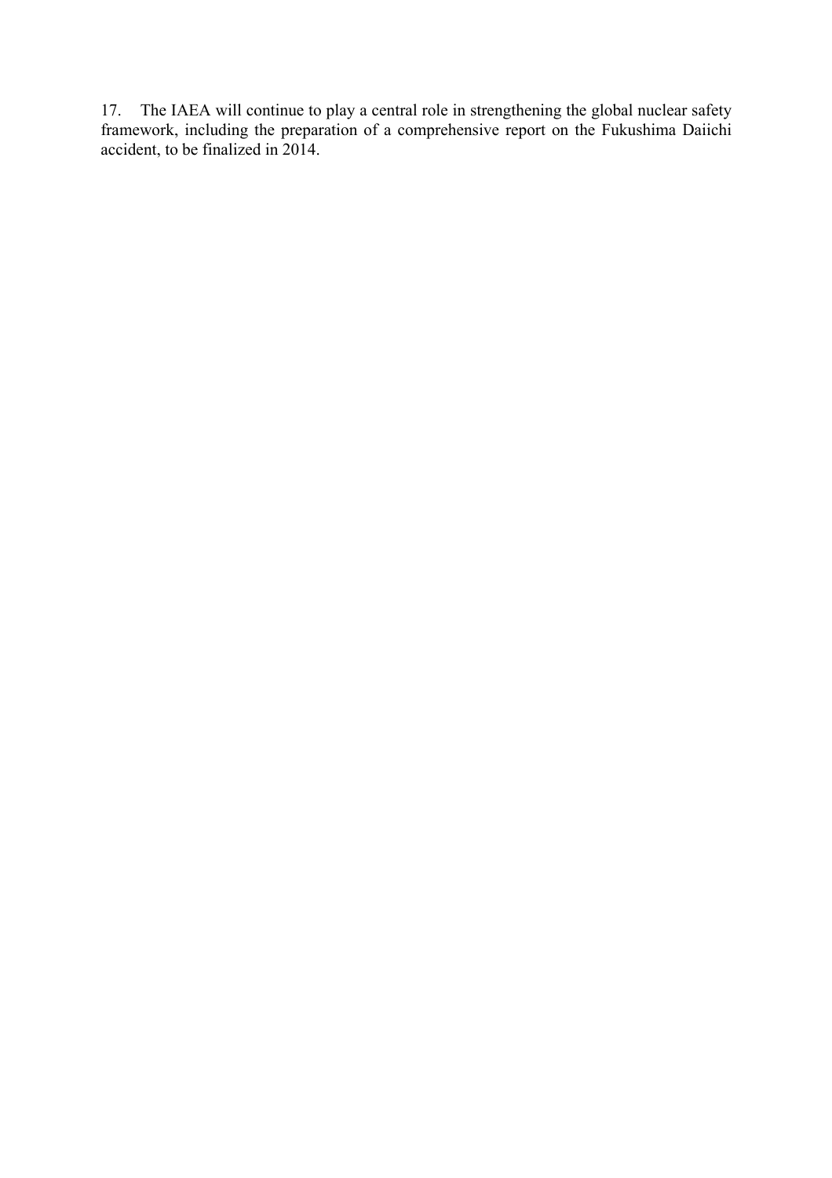17. The IAEA will continue to play a central role in strengthening the global nuclear safety framework, including the preparation of a comprehensive report on the Fukushima Daiichi accident, to be finalized in 2014.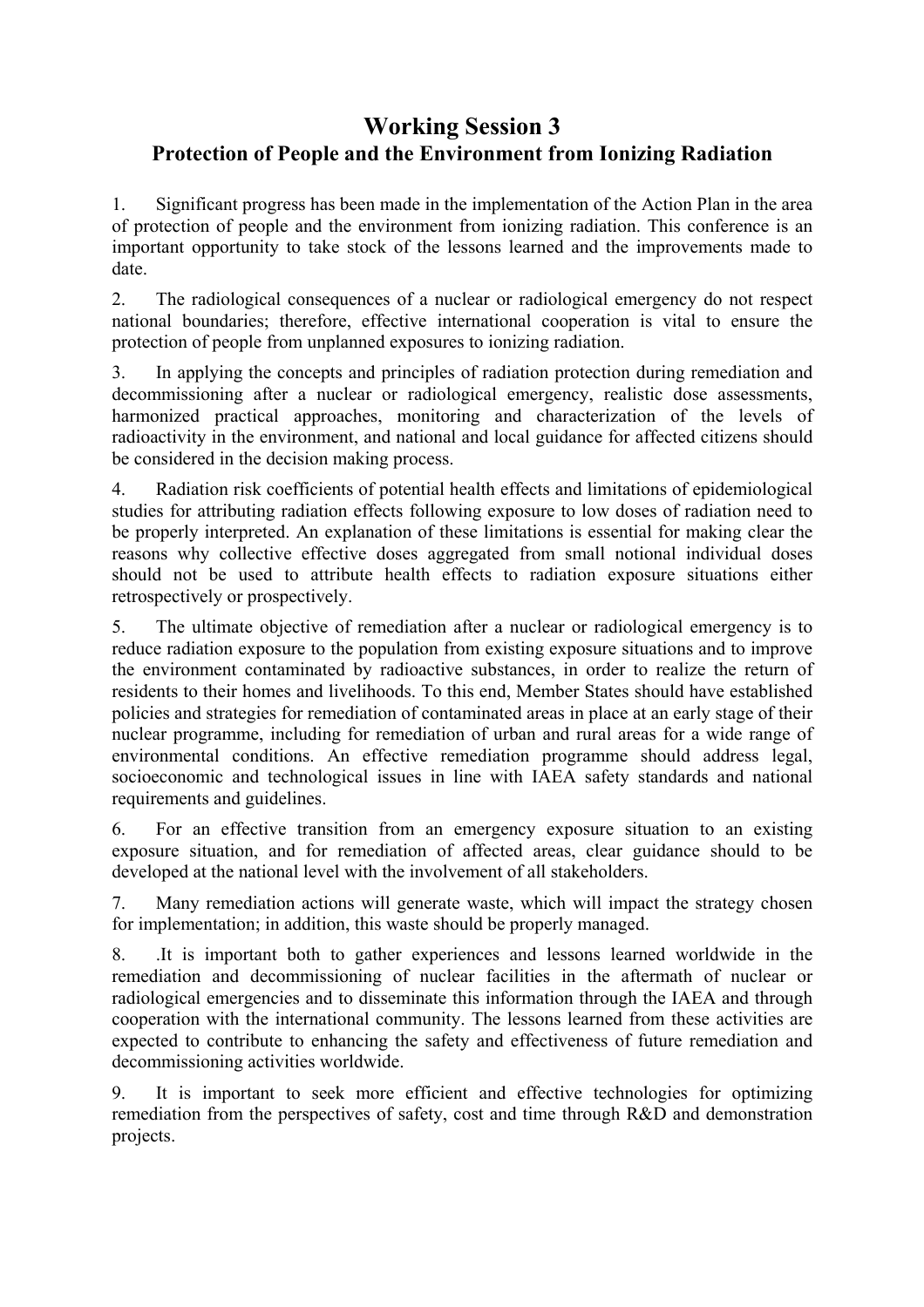# Working Session 3

## Protection of People and the Environment from Ionizing Radiation

1. Significant progress has been made in the implementation of the Action Plan in the area of protection of people and the environment from ionizing radiation. This conference is an important opportunity to take stock of the lessons learned and the improvements made to date.

2. The radiological consequences of a nuclear or radiological emergency do not respect national boundaries; therefore, effective international cooperation is vital to ensure the protection of people from unplanned exposures to ionizing radiation.

3. In applying the concepts and principles of radiation protection during remediation and decommissioning after a nuclear or radiological emergency, realistic dose assessments, harmonized practical approaches, monitoring and characterization of the levels of radioactivity in the environment, and national and local guidance for affected citizens should be considered in the decision making process.

4. Radiation risk coefficients of potential health effects and limitations of epidemiological studies for attributing radiation effects following exposure to low doses of radiation need to be properly interpreted. An explanation of these limitations is essential for making clear the reasons why collective effective doses aggregated from small notional individual doses should not be used to attribute health effects to radiation exposure situations either retrospectively or prospectively.

5. The ultimate objective of remediation after a nuclear or radiological emergency is to reduce radiation exposure to the population from existing exposure situations and to improve the environment contaminated by radioactive substances, in order to realize the return of residents to their homes and livelihoods. To this end, Member States should have established policies and strategies for remediation of contaminated areas in place at an early stage of their nuclear programme, including for remediation of urban and rural areas for a wide range of environmental conditions. An effective remediation programme should address legal, socioeconomic and technological issues in line with IAEA safety standards and national requirements and guidelines.

6. For an effective transition from an emergency exposure situation to an existing exposure situation, and for remediation of affected areas, clear guidance should to be developed at the national level with the involvement of all stakeholders.

7. Many remediation actions will generate waste, which will impact the strategy chosen for implementation; in addition, this waste should be properly managed.

8. .It is important both to gather experiences and lessons learned worldwide in the remediation and decommissioning of nuclear facilities in the aftermath of nuclear or radiological emergencies and to disseminate this information through the IAEA and through cooperation with the international community. The lessons learned from these activities are expected to contribute to enhancing the safety and effectiveness of future remediation and decommissioning activities worldwide.

9. It is important to seek more efficient and effective technologies for optimizing remediation from the perspectives of safety, cost and time through R&D and demonstration projects.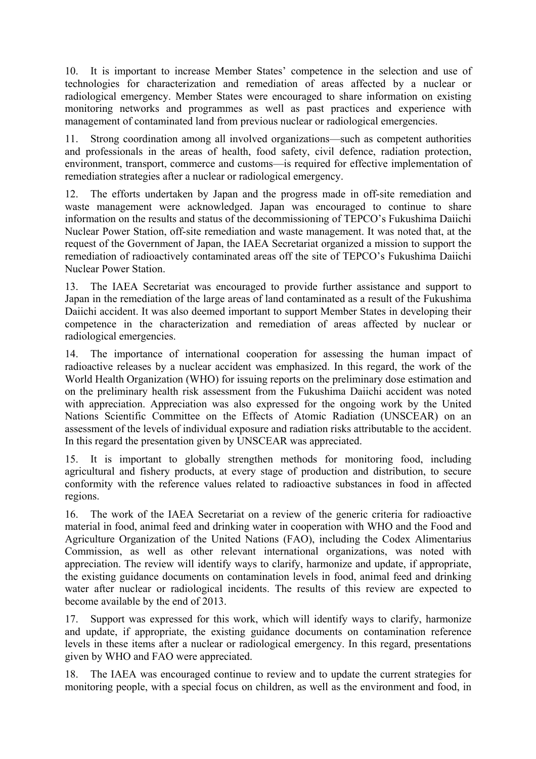10. It is important to increase Member States' competence in the selection and use of technologies for characterization and remediation of areas affected by a nuclear or radiological emergency. Member States were encouraged to share information on existing monitoring networks and programmes as well as past practices and experience with management of contaminated land from previous nuclear or radiological emergencies.

11. Strong coordination among all involved organizations—such as competent authorities and professionals in the areas of health, food safety, civil defence, radiation protection, environment, transport, commerce and customs—is required for effective implementation of remediation strategies after a nuclear or radiological emergency.

12. The efforts undertaken by Japan and the progress made in off-site remediation and waste management were acknowledged. Japan was encouraged to continue to share information on the results and status of the decommissioning of TEPCO's Fukushima Daiichi Nuclear Power Station, off-site remediation and waste management. It was noted that, at the request of the Government of Japan, the IAEA Secretariat organized a mission to support the remediation of radioactively contaminated areas off the site of TEPCO's Fukushima Daiichi Nuclear Power Station.

13. The IAEA Secretariat was encouraged to provide further assistance and support to Japan in the remediation of the large areas of land contaminated as a result of the Fukushima Daiichi accident. It was also deemed important to support Member States in developing their competence in the characterization and remediation of areas affected by nuclear or radiological emergencies.

14. The importance of international cooperation for assessing the human impact of radioactive releases by a nuclear accident was emphasized. In this regard, the work of the World Health Organization (WHO) for issuing reports on the preliminary dose estimation and on the preliminary health risk assessment from the Fukushima Daiichi accident was noted with appreciation. Appreciation was also expressed for the ongoing work by the United Nations Scientific Committee on the Effects of Atomic Radiation (UNSCEAR) on an assessment of the levels of individual exposure and radiation risks attributable to the accident. In this regard the presentation given by UNSCEAR was appreciated.

15. It is important to globally strengthen methods for monitoring food, including agricultural and fishery products, at every stage of production and distribution, to secure conformity with the reference values related to radioactive substances in food in affected regions.

16. The work of the IAEA Secretariat on a review of the generic criteria for radioactive material in food, animal feed and drinking water in cooperation with WHO and the Food and Agriculture Organization of the United Nations (FAO), including the Codex Alimentarius Commission, as well as other relevant international organizations, was noted with appreciation. The review will identify ways to clarify, harmonize and update, if appropriate, the existing guidance documents on contamination levels in food, animal feed and drinking water after nuclear or radiological incidents. The results of this review are expected to become available by the end of 2013.

17. Support was expressed for this work, which will identify ways to clarify, harmonize and update, if appropriate, the existing guidance documents on contamination reference levels in these items after a nuclear or radiological emergency. In this regard, presentations given by WHO and FAO were appreciated.

18. The IAEA was encouraged continue to review and to update the current strategies for monitoring people, with a special focus on children, as well as the environment and food, in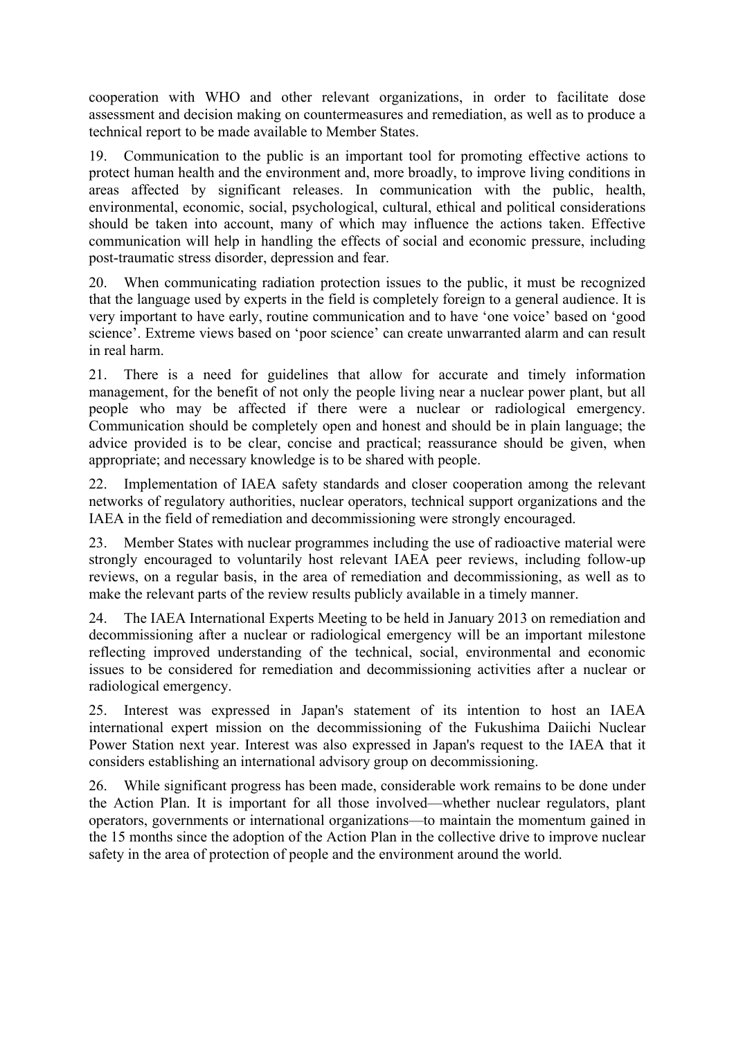cooperation with WHO and other relevant organizations, in order to facilitate dose assessment and decision making on countermeasures and remediation, as well as to produce a technical report to be made available to Member States.

19. Communication to the public is an important tool for promoting effective actions to protect human health and the environment and, more broadly, to improve living conditions in areas affected by significant releases. In communication with the public, health, environmental, economic, social, psychological, cultural, ethical and political considerations should be taken into account, many of which may influence the actions taken. Effective communication will help in handling the effects of social and economic pressure, including post-traumatic stress disorder, depression and fear.

20. When communicating radiation protection issues to the public, it must be recognized that the language used by experts in the field is completely foreign to a general audience. It is very important to have early, routine communication and to have 'one voice' based on 'good science'. Extreme views based on 'poor science' can create unwarranted alarm and can result in real harm.

21. There is a need for guidelines that allow for accurate and timely information management, for the benefit of not only the people living near a nuclear power plant, but all people who may be affected if there were a nuclear or radiological emergency. Communication should be completely open and honest and should be in plain language; the advice provided is to be clear, concise and practical; reassurance should be given, when appropriate; and necessary knowledge is to be shared with people.

22. Implementation of IAEA safety standards and closer cooperation among the relevant networks of regulatory authorities, nuclear operators, technical support organizations and the IAEA in the field of remediation and decommissioning were strongly encouraged.

23. Member States with nuclear programmes including the use of radioactive material were strongly encouraged to voluntarily host relevant IAEA peer reviews, including follow-up reviews, on a regular basis, in the area of remediation and decommissioning, as well as to make the relevant parts of the review results publicly available in a timely manner.

24. The IAEA International Experts Meeting to be held in January 2013 on remediation and decommissioning after a nuclear or radiological emergency will be an important milestone reflecting improved understanding of the technical, social, environmental and economic issues to be considered for remediation and decommissioning activities after a nuclear or radiological emergency.

25. Interest was expressed in Japan's statement of its intention to host an IAEA international expert mission on the decommissioning of the Fukushima Daiichi Nuclear Power Station next year. Interest was also expressed in Japan's request to the IAEA that it considers establishing an international advisory group on decommissioning.

26. While significant progress has been made, considerable work remains to be done under the Action Plan. It is important for all those involved—whether nuclear regulators, plant operators, governments or international organizations—to maintain the momentum gained in the 15 months since the adoption of the Action Plan in the collective drive to improve nuclear safety in the area of protection of people and the environment around the world.